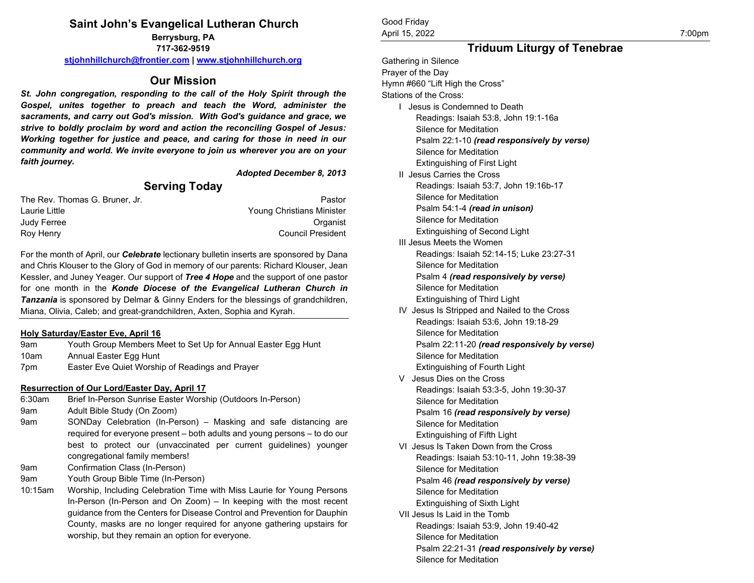# Saint John's Evangelical Lutheran Church

**Berrysburg, PA**
**717-362-9519**
**stjohnhillchurch@frontier.com | www.stjohnhillchurch.org**

## Our Mission

***St. John congregation, responding to the call of the Holy Spirit through the Gospel, unites together to preach and teach the Word, administer the sacraments, and carry out God's mission. With God's guidance and grace, we strive to boldly proclaim by word and action the reconciling Gospel of Jesus: Working together for justice and peace, and caring for those in need in our community and world. We invite everyone to join us wherever you are on your faith journey.***

***Adopted December 8, 2013***

## Serving Today

| | |
|---|---|
| The Rev. Thomas G. Bruner, Jr. | Pastor |
| Laurie Little | Young Christians Minister |
| Judy Ferree | Organist |
| Roy Henry | Council President |

For the month of April, our ***Celebrate*** lectionary bulletin inserts are sponsored by Dana and Chris Klouser to the Glory of God in memory of our parents: Richard Klouser, Jean Kessler, and Juney Yeager. Our support of ***Tree 4 Hope*** and the support of one pastor for one month in the ***Konde Diocese of the Evangelical Lutheran Church in Tanzania*** is sponsored by Delmar & Ginny Enders for the blessings of grandchildren, Miana, Olivia, Caleb; and great-grandchildren, Axten, Sophia and Kyrah.

**Holy Saturday/Easter Eve, April 16**

| | |
|---|---|
| 9am | Youth Group Members Meet to Set Up for Annual Easter Egg Hunt |
| 10am | Annual Easter Egg Hunt |
| 7pm | Easter Eve Quiet Worship of Readings and Prayer |

**Resurrection of Our Lord/Easter Day, April 17**

| | |
|---|---|
| 6:30am | Brief In-Person Sunrise Easter Worship (Outdoors In-Person) |
| 9am | Adult Bible Study (On Zoom) |
| 9am | SONDay Celebration (In-Person) – Masking and safe distancing are required for everyone present – both adults and young persons – to do our best to protect our (unvaccinated per current guidelines) younger congregational family members! |
| 9am | Confirmation Class (In-Person) |
| 9am | Youth Group Bible Time (In-Person) |
| 10:15am | Worship, Including Celebration Time with Miss Laurie for Young Persons In-Person (In-Person and On Zoom) – In keeping with the most recent guidance from the Centers for Disease Control and Prevention for Dauphin County, masks are no longer required for anyone gathering upstairs for worship, but they remain an option for everyone. |

Good Friday
April 15, 2022 7:00pm

## Triduum Liturgy of Tenebrae

Gathering in Silence
Prayer of the Day
Hymn #660 "Lift High the Cross"
Stations of the Cross:

- I Jesus is Condemned to Death
  - Readings: Isaiah 53:8, John 19:1-16a
  - Silence for Meditation
  - Psalm 22:1-10 ***(read responsively by verse)***
  - Silence for Meditation
  - Extinguishing of First Light
- II Jesus Carries the Cross
  - Readings: Isaiah 53:7, John 19:16b-17
  - Silence for Meditation
  - Psalm 54:1-4 ***(read in unison)***
  - Silence for Meditation
  - Extinguishing of Second Light
- III Jesus Meets the Women
  - Readings: Isaiah 52:14-15; Luke 23:27-31
  - Silence for Meditation
  - Psalm 4 ***(read responsively by verse)***
  - Silence for Meditation
  - Extinguishing of Third Light
- IV Jesus Is Stripped and Nailed to the Cross
  - Readings: Isaiah 53:6, John 19:18-29
  - Silence for Meditation
  - Psalm 22:11-20 ***(read responsively by verse)***
  - Silence for Meditation
  - Extinguishing of Fourth Light
- V Jesus Dies on the Cross
  - Readings: Isaiah 53:3-5, John 19:30-37
  - Silence for Meditation
  - Psalm 16 ***(read responsively by verse)***
  - Silence for Meditation
  - Extinguishing of Fifth Light
- VI Jesus Is Taken Down from the Cross
  - Readings: Isaiah 53:10-11, John 19:38-39
  - Silence for Meditation
  - Psalm 46 ***(read responsively by verse)***
  - Silence for Meditation
  - Extinguishing of Sixth Light
- VII Jesus Is Laid in the Tomb
  - Readings: Isaiah 53:9, John 19:40-42
  - Silence for Meditation
  - Psalm 22:21-31 ***(read responsively by verse)***
  - Silence for Meditation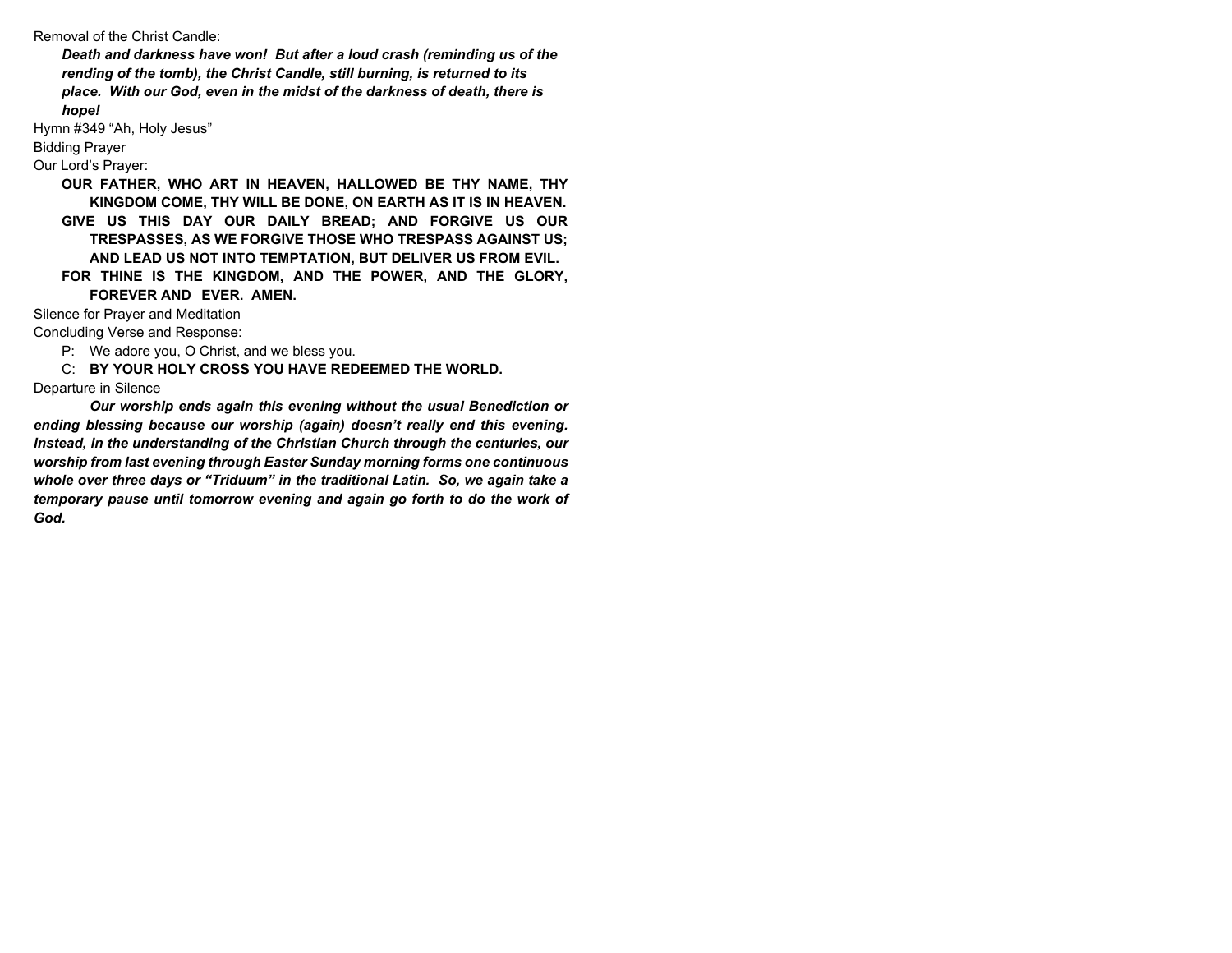Removal of the Christ Candle:

*__Death and darkness have won! But after a loud crash (reminding us of the rending of the tomb), the Christ Candle, still burning, is returned to its place. With our God, even in the midst of the darkness of death, there is hope!__*

Hymn #349 "Ah, Holy Jesus"

Bidding Prayer

Our Lord's Prayer:

**OUR FATHER, WHO ART IN HEAVEN, HALLOWED BE THY NAME, THY KINGDOM COME, THY WILL BE DONE, ON EARTH AS IT IS IN HEAVEN.**
**GIVE US THIS DAY OUR DAILY BREAD; AND FORGIVE US OUR TRESPASSES, AS WE FORGIVE THOSE WHO TRESPASS AGAINST US; AND LEAD US NOT INTO TEMPTATION, BUT DELIVER US FROM EVIL.**
**FOR THINE IS THE KINGDOM, AND THE POWER, AND THE GLORY, FOREVER AND EVER. AMEN.**

Silence for Prayer and Meditation

Concluding Verse and Response:

P: We adore you, O Christ, and we bless you.

C: **BY YOUR HOLY CROSS YOU HAVE REDEEMED THE WORLD.**

Departure in Silence

*__Our worship ends again this evening without the usual Benediction or ending blessing because our worship (again) doesn't really end this evening. Instead, in the understanding of the Christian Church through the centuries, our worship from last evening through Easter Sunday morning forms one continuous whole over three days or "Triduum" in the traditional Latin. So, we again take a temporary pause until tomorrow evening and again go forth to do the work of God.__*